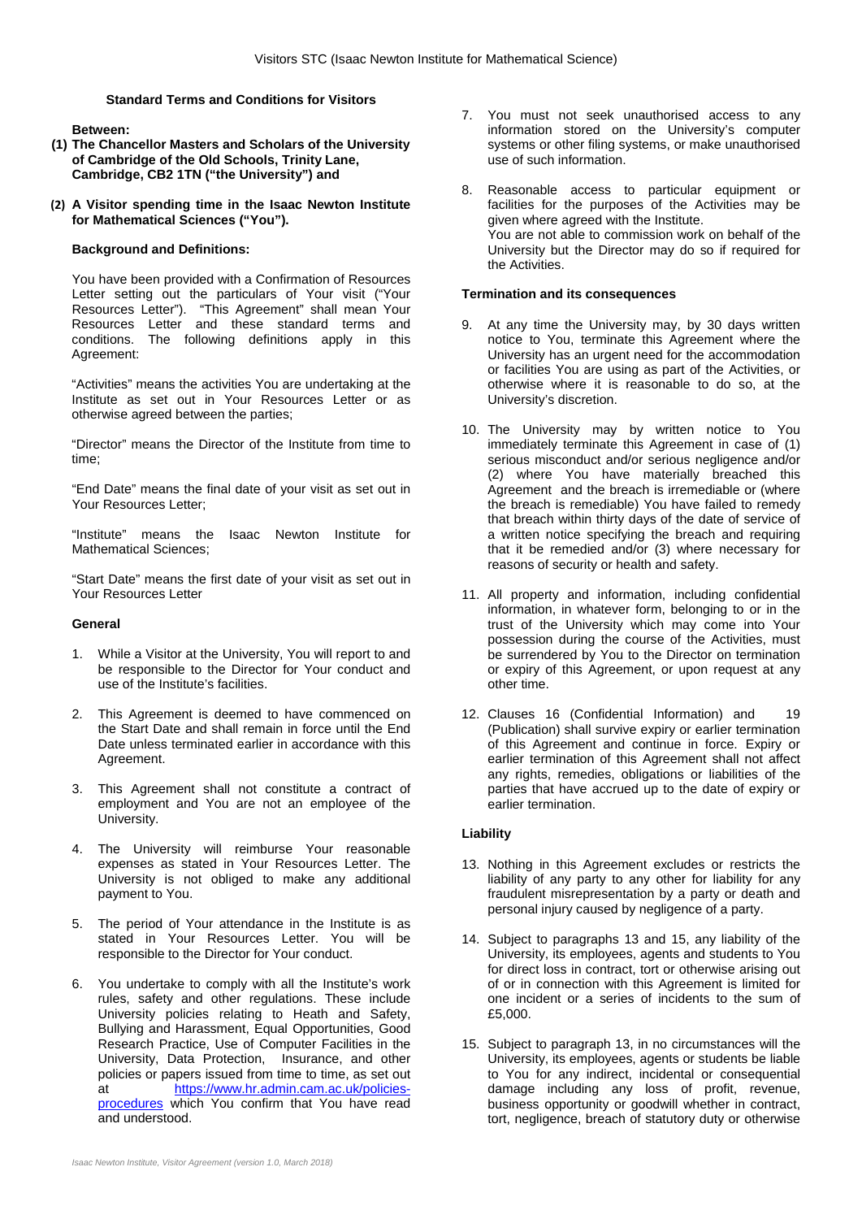## Standard Terms and Conditions for Visitors

**Between:**

**(1) The Chancellor Masters and Scholars of the University of Cambridge of the Old Schools, Trinity Lane, Cambridge, CB2 1TN ("the University") and**

**(2) A Visitor spending time in the Isaac Newton Institute for Mathematical Sciences ("You").**

### Background and Definitions:

You have been provided with a Confirmation of Resources Letter setting out the particulars of Your visit ("Your Resources Letter"). "This Agreement" shall mean Your Resources Letter and these standard terms and conditions. The following definitions apply in this Agreement:

"Activities" means the activities You are undertaking at the Institute as set out in Your Resources Letter or as otherwise agreed between the parties;

"Director" means the Director of the Institute from time to time;

"End Date" means the final date of your visit as set out in Your Resources Letter;

"Institute" means the Isaac Newton Institute for Mathematical Sciences;

"Start Date" means the first date of your visit as set out in Your Resources Letter

### General

1. While a Visitor at the University, You will report to and be responsible to the Director for Your conduct and use of the Institute's facilities.

2. This Agreement is deemed to have commenced on the Start Date and shall remain in force until the End Date unless terminated earlier in accordance with this Agreement.

3. This Agreement shall not constitute a contract of employment and You are not an employee of the University.

4. The University will reimburse Your reasonable expenses as stated in Your Resources Letter. The University is not obliged to make any additional payment to You.

5. The period of Your attendance in the Institute is as stated in Your Resources Letter. You will be responsible to the Director for Your conduct.

6. You undertake to comply with all the Institute's work rules, safety and other regulations. These include University policies relating to Heath and Safety, Bullying and Harassment, Equal Opportunities, Good Research Practice, Use of Computer Facilities in the University, Data Protection, Insurance, and other policies or papers issued from time to time, as set out at https://www.hr.admin.cam.ac.uk/policies-procedures which You confirm that You have read and understood.

7. You must not seek unauthorised access to any information stored on the University's computer systems or other filing systems, or make unauthorised use of such information.

8. Reasonable access to particular equipment or facilities for the purposes of the Activities may be given where agreed with the Institute. You are not able to commission work on behalf of the University but the Director may do so if required for the Activities.

### Termination and its consequences

9. At any time the University may, by 30 days written notice to You, terminate this Agreement where the University has an urgent need for the accommodation or facilities You are using as part of the Activities, or otherwise where it is reasonable to do so, at the University's discretion.

10. The University may by written notice to You immediately terminate this Agreement in case of (1) serious misconduct and/or serious negligence and/or (2) where You have materially breached this Agreement and the breach is irremediable or (where the breach is remediable) You have failed to remedy that breach within thirty days of the date of service of a written notice specifying the breach and requiring that it be remedied and/or (3) where necessary for reasons of security or health and safety.

11. All property and information, including confidential information, in whatever form, belonging to or in the trust of the University which may come into Your possession during the course of the Activities, must be surrendered by You to the Director on termination or expiry of this Agreement, or upon request at any other time.

12. Clauses 16 (Confidential Information) and 19 (Publication) shall survive expiry or earlier termination of this Agreement and continue in force. Expiry or earlier termination of this Agreement shall not affect any rights, remedies, obligations or liabilities of the parties that have accrued up to the date of expiry or earlier termination.

### Liability

13. Nothing in this Agreement excludes or restricts the liability of any party to any other for liability for any fraudulent misrepresentation by a party or death and personal injury caused by negligence of a party.

14. Subject to paragraphs 13 and 15, any liability of the University, its employees, agents and students to You for direct loss in contract, tort or otherwise arising out of or in connection with this Agreement is limited for one incident or a series of incidents to the sum of £5,000.

15. Subject to paragraph 13, in no circumstances will the University, its employees, agents or students be liable to You for any indirect, incidental or consequential damage including any loss of profit, revenue, business opportunity or goodwill whether in contract, tort, negligence, breach of statutory duty or otherwise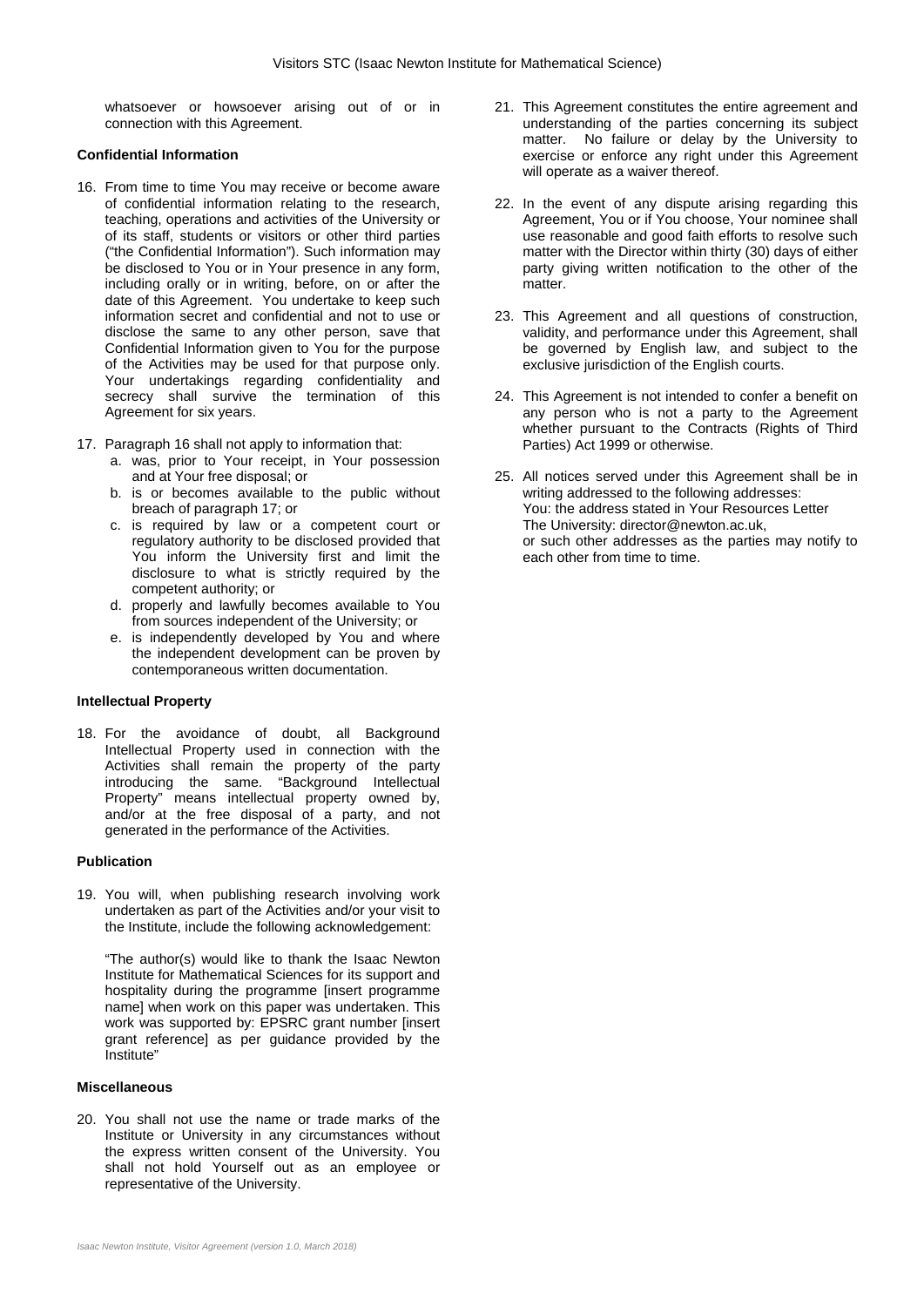whatsoever or howsoever arising out of or in connection with this Agreement.

### Confidential Information

16. From time to time You may receive or become aware of confidential information relating to the research, teaching, operations and activities of the University or of its staff, students or visitors or other third parties ("the Confidential Information"). Such information may be disclosed to You or in Your presence in any form, including orally or in writing, before, on or after the date of this Agreement. You undertake to keep such information secret and confidential and not to use or disclose the same to any other person, save that Confidential Information given to You for the purpose of the Activities may be used for that purpose only. Your undertakings regarding confidentiality and secrecy shall survive the termination of this Agreement for six years.

17. Paragraph 16 shall not apply to information that:
    a. was, prior to Your receipt, in Your possession and at Your free disposal; or
    b. is or becomes available to the public without breach of paragraph 17; or
    c. is required by law or a competent court or regulatory authority to be disclosed provided that You inform the University first and limit the disclosure to what is strictly required by the competent authority; or
    d. properly and lawfully becomes available to You from sources independent of the University; or
    e. is independently developed by You and where the independent development can be proven by contemporaneous written documentation.

### Intellectual Property

18. For the avoidance of doubt, all Background Intellectual Property used in connection with the Activities shall remain the property of the party introducing the same. "Background Intellectual Property" means intellectual property owned by, and/or at the free disposal of a party, and not generated in the performance of the Activities.

### Publication

19. You will, when publishing research involving work undertaken as part of the Activities and/or your visit to the Institute, include the following acknowledgement:

    "The author(s) would like to thank the Isaac Newton Institute for Mathematical Sciences for its support and hospitality during the programme [insert programme name] when work on this paper was undertaken. This work was supported by: EPSRC grant number [insert grant reference] as per guidance provided by the Institute"

### Miscellaneous

20. You shall not use the name or trade marks of the Institute or University in any circumstances without the express written consent of the University. You shall not hold Yourself out as an employee or representative of the University.

21. This Agreement constitutes the entire agreement and understanding of the parties concerning its subject matter. No failure or delay by the University to exercise or enforce any right under this Agreement will operate as a waiver thereof.

22. In the event of any dispute arising regarding this Agreement, You or if You choose, Your nominee shall use reasonable and good faith efforts to resolve such matter with the Director within thirty (30) days of either party giving written notification to the other of the matter.

23. This Agreement and all questions of construction, validity, and performance under this Agreement, shall be governed by English law, and subject to the exclusive jurisdiction of the English courts.

24. This Agreement is not intended to confer a benefit on any person who is not a party to the Agreement whether pursuant to the Contracts (Rights of Third Parties) Act 1999 or otherwise.

25. All notices served under this Agreement shall be in writing addressed to the following addresses:
    You: the address stated in Your Resources Letter
    The University: director@newton.ac.uk,
    or such other addresses as the parties may notify to each other from time to time.